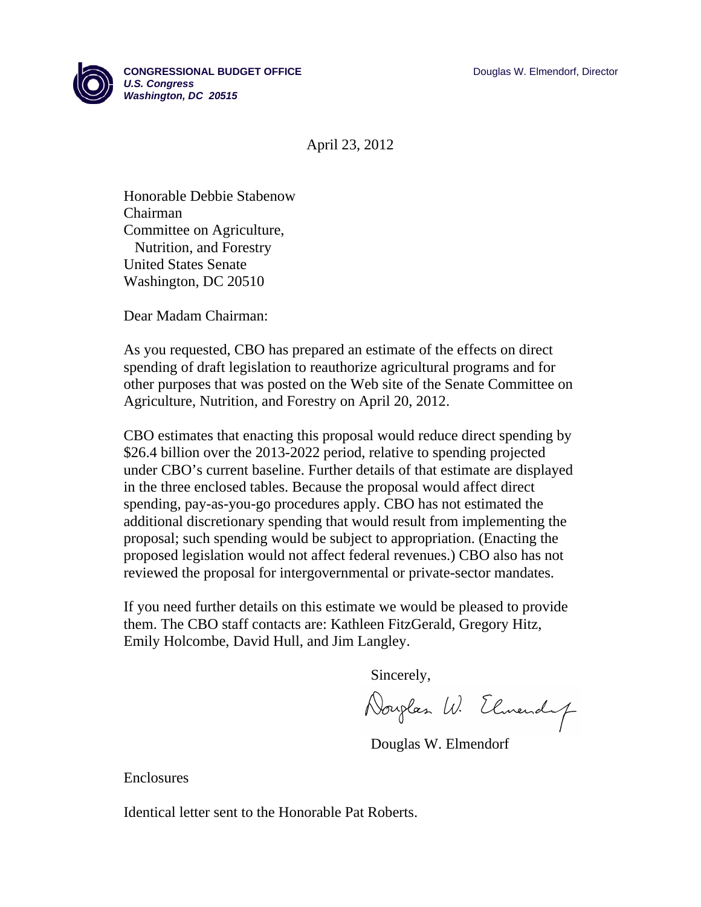**CONGRESSIONAL BUDGET OFFICE**
***U.S. Congress***
***Washington, DC 20515***

Douglas W. Elmendorf, Director

April 23, 2012

Honorable Debbie Stabenow
Chairman
Committee on Agriculture,
  Nutrition, and Forestry
United States Senate
Washington, DC 20510

Dear Madam Chairman:

As you requested, CBO has prepared an estimate of the effects on direct spending of draft legislation to reauthorize agricultural programs and for other purposes that was posted on the Web site of the Senate Committee on Agriculture, Nutrition, and Forestry on April 20, 2012.

CBO estimates that enacting this proposal would reduce direct spending by $26.4 billion over the 2013-2022 period, relative to spending projected under CBO's current baseline. Further details of that estimate are displayed in the three enclosed tables. Because the proposal would affect direct spending, pay-as-you-go procedures apply. CBO has not estimated the additional discretionary spending that would result from implementing the proposal; such spending would be subject to appropriation. (Enacting the proposed legislation would not affect federal revenues.) CBO also has not reviewed the proposal for intergovernmental or private-sector mandates.

If you need further details on this estimate we would be pleased to provide them. The CBO staff contacts are: Kathleen FitzGerald, Gregory Hitz, Emily Holcombe, David Hull, and Jim Langley.

Sincerely,

Douglas W. Elmendorf

Enclosures

Identical letter sent to the Honorable Pat Roberts.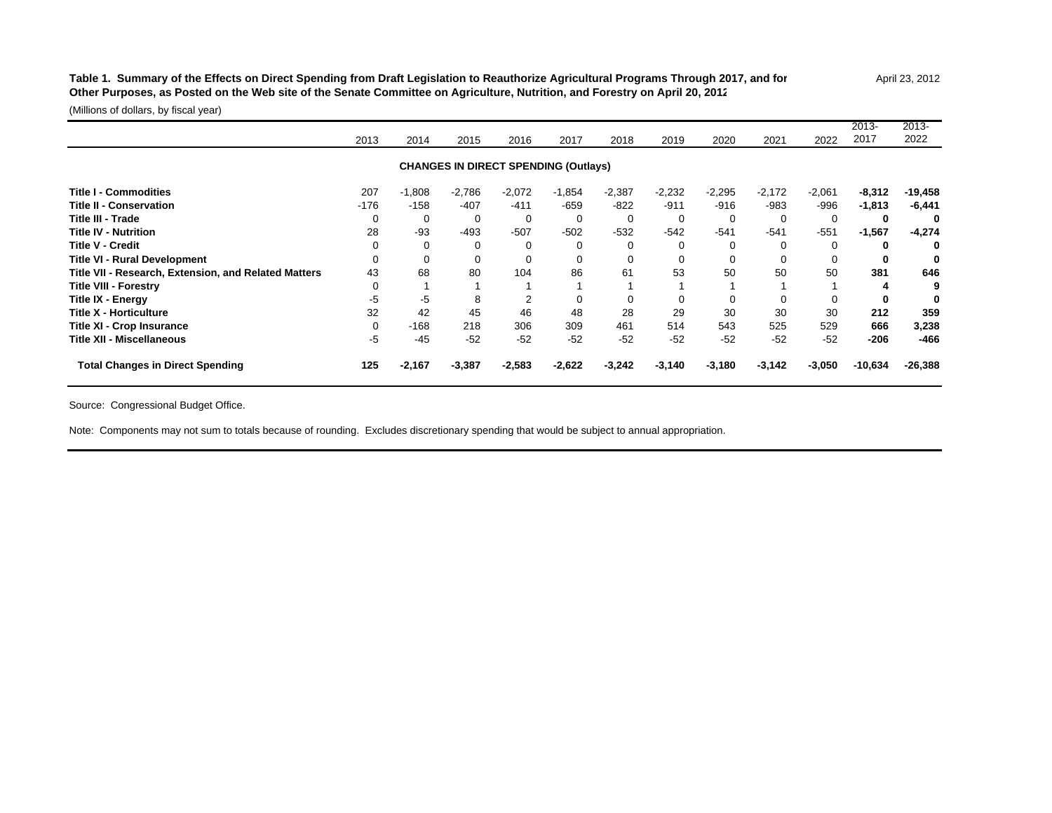**Table 1. Summary of the Effects on Direct Spending from Draft Legislation to Reauthorize Agricultural Programs Through 2017, and for Other Purposes, as Posted on the Web site of the Senate Committee on Agriculture, Nutrition, and Forestry on April 20, 2012**

April 23, 2012

(Millions of dollars, by fiscal year)

| | 2013 | 2014 | 2015 | 2016 | 2017 | 2018 | 2019 | 2020 | 2021 | 2022 | 2013-2017 | 2013-2022 |
|---|---|---|---|---|---|---|---|---|---|---|---|---|
| **CHANGES IN DIRECT SPENDING (Outlays)** | | | | | | | | | | | | |
| **Title I - Commodities** | 207 | -1,808 | -2,786 | -2,072 | -1,854 | -2,387 | -2,232 | -2,295 | -2,172 | -2,061 | **-8,312** | **-19,458** |
| **Title II - Conservation** | -176 | -158 | -407 | -411 | -659 | -822 | -911 | -916 | -983 | -996 | **-1,813** | **-6,441** |
| **Title III - Trade** | 0 | 0 | 0 | 0 | 0 | 0 | 0 | 0 | 0 | 0 | **0** | **0** |
| **Title IV - Nutrition** | 28 | -93 | -493 | -507 | -502 | -532 | -542 | -541 | -541 | -551 | **-1,567** | **-4,274** |
| **Title V - Credit** | 0 | 0 | 0 | 0 | 0 | 0 | 0 | 0 | 0 | 0 | **0** | **0** |
| **Title VI - Rural Development** | 0 | 0 | 0 | 0 | 0 | 0 | 0 | 0 | 0 | 0 | **0** | **0** |
| **Title VII - Research, Extension, and Related Matters** | 43 | 68 | 80 | 104 | 86 | 61 | 53 | 50 | 50 | 50 | **381** | **646** |
| **Title VIII - Forestry** | 0 | 1 | 1 | 1 | 1 | 1 | 1 | 1 | 1 | 1 | **4** | **9** |
| **Title IX - Energy** | -5 | -5 | 8 | 2 | 0 | 0 | 0 | 0 | 0 | 0 | **0** | **0** |
| **Title X - Horticulture** | 32 | 42 | 45 | 46 | 48 | 28 | 29 | 30 | 30 | 30 | **212** | **359** |
| **Title XI - Crop Insurance** | 0 | -168 | 218 | 306 | 309 | 461 | 514 | 543 | 525 | 529 | **666** | **3,238** |
| **Title XII - Miscellaneous** | -5 | -45 | -52 | -52 | -52 | -52 | -52 | -52 | -52 | -52 | **-206** | **-466** |
| **Total Changes in Direct Spending** | **125** | **-2,167** | **-3,387** | **-2,583** | **-2,622** | **-3,242** | **-3,140** | **-3,180** | **-3,142** | **-3,050** | **-10,634** | **-26,388** |

Source: Congressional Budget Office.

Note: Components may not sum to totals because of rounding. Excludes discretionary spending that would be subject to annual appropriation.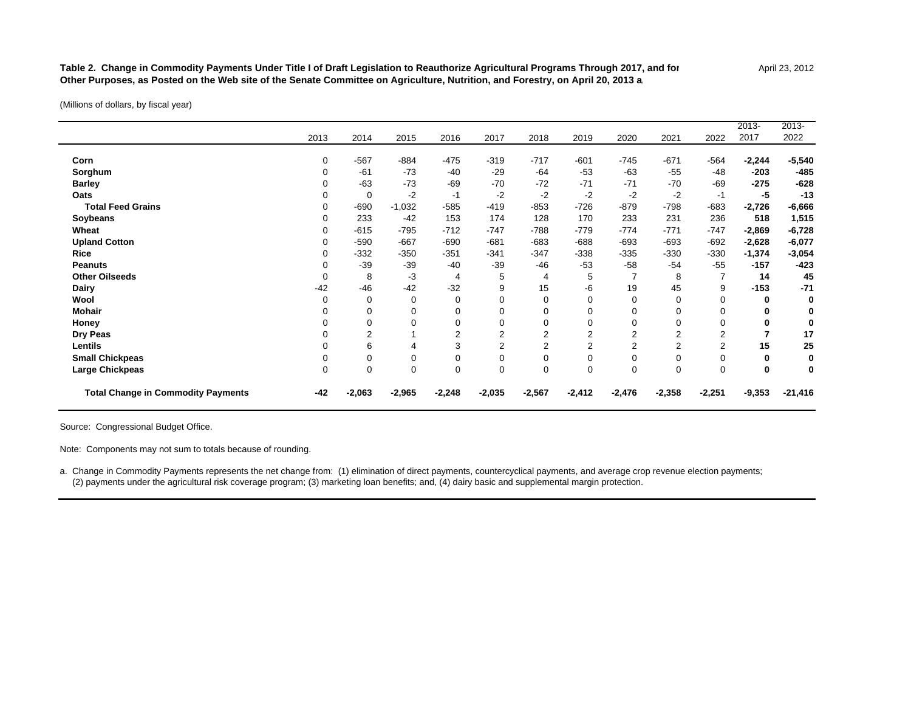**Table 2. Change in Commodity Payments Under Title I of Draft Legislation to Reauthorize Agricultural Programs Through 2017, and for Other Purposes, as Posted on the Web site of the Senate Committee on Agriculture, Nutrition, and Forestry, on April 20, 2013 a**

April 23, 2012

(Millions of dollars, by fiscal year)

| | 2013 | 2014 | 2015 | 2016 | 2017 | 2018 | 2019 | 2020 | 2021 | 2022 | 2013-2017 | 2013-2022 |
|---|---|---|---|---|---|---|---|---|---|---|---|---|
| **Corn** | 0 | -567 | -884 | -475 | -319 | -717 | -601 | -745 | -671 | -564 | **-2,244** | **-5,540** |
| **Sorghum** | 0 | -61 | -73 | -40 | -29 | -64 | -53 | -63 | -55 | -48 | **-203** | **-485** |
| **Barley** | 0 | -63 | -73 | -69 | -70 | -72 | -71 | -71 | -70 | -69 | **-275** | **-628** |
| **Oats** | 0 | 0 | -2 | -1 | -2 | -2 | -2 | -2 | -2 | -1 | **-5** | **-13** |
| **Total Feed Grains** | 0 | -690 | -1,032 | -585 | -419 | -853 | -726 | -879 | -798 | -683 | **-2,726** | **-6,666** |
| **Soybeans** | 0 | 233 | -42 | 153 | 174 | 128 | 170 | 233 | 231 | 236 | **518** | **1,515** |
| **Wheat** | 0 | -615 | -795 | -712 | -747 | -788 | -779 | -774 | -771 | -747 | **-2,869** | **-6,728** |
| **Upland Cotton** | 0 | -590 | -667 | -690 | -681 | -683 | -688 | -693 | -693 | -692 | **-2,628** | **-6,077** |
| **Rice** | 0 | -332 | -350 | -351 | -341 | -347 | -338 | -335 | -330 | -330 | **-1,374** | **-3,054** |
| **Peanuts** | 0 | -39 | -39 | -40 | -39 | -46 | -53 | -58 | -54 | -55 | **-157** | **-423** |
| **Other Oilseeds** | 0 | 8 | -3 | 4 | 5 | 4 | 5 | 7 | 8 | 7 | **14** | **45** |
| **Dairy** | -42 | -46 | -42 | -32 | 9 | 15 | -6 | 19 | 45 | 9 | **-153** | **-71** |
| **Wool** | 0 | 0 | 0 | 0 | 0 | 0 | 0 | 0 | 0 | 0 | **0** | **0** |
| **Mohair** | 0 | 0 | 0 | 0 | 0 | 0 | 0 | 0 | 0 | 0 | **0** | **0** |
| **Honey** | 0 | 0 | 0 | 0 | 0 | 0 | 0 | 0 | 0 | 0 | **0** | **0** |
| **Dry Peas** | 0 | 2 | 1 | 2 | 2 | 2 | 2 | 2 | 2 | 2 | **7** | **17** |
| **Lentils** | 0 | 6 | 4 | 3 | 2 | 2 | 2 | 2 | 2 | 2 | **15** | **25** |
| **Small Chickpeas** | 0 | 0 | 0 | 0 | 0 | 0 | 0 | 0 | 0 | 0 | **0** | **0** |
| **Large Chickpeas** | 0 | 0 | 0 | 0 | 0 | 0 | 0 | 0 | 0 | 0 | **0** | **0** |
| **Total Change in Commodity Payments** | **-42** | **-2,063** | **-2,965** | **-2,248** | **-2,035** | **-2,567** | **-2,412** | **-2,476** | **-2,358** | **-2,251** | **-9,353** | **-21,416** |

Source: Congressional Budget Office.

Note: Components may not sum to totals because of rounding.

a. Change in Commodity Payments represents the net change from: (1) elimination of direct payments, countercyclical payments, and average crop revenue election payments; (2) payments under the agricultural risk coverage program; (3) marketing loan benefits; and, (4) dairy basic and supplemental margin protection.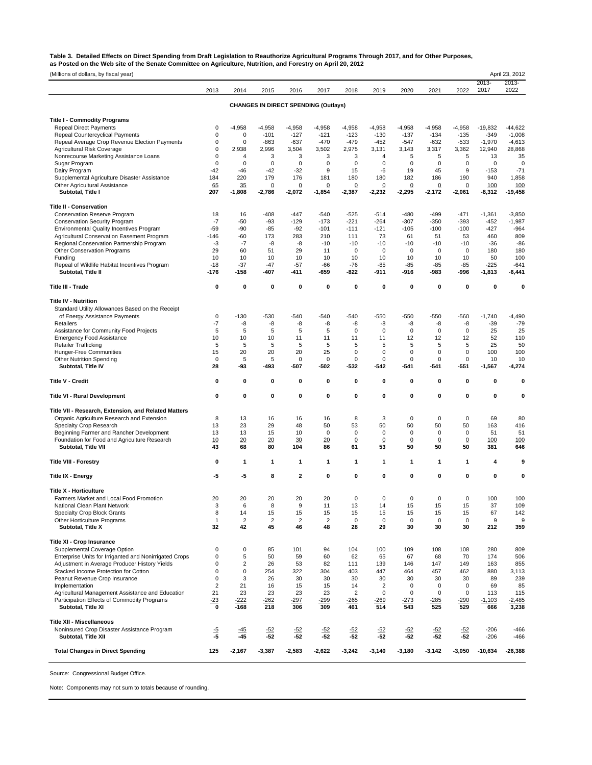**Table 3. Detailed Effects on Direct Spending from Draft Legislation to Reauthorize Agricultural Programs Through 2017, and for Other Purposes, as Posted on the Web site of the Senate Committee on Agriculture, Nutrition, and Forestry on April 20, 2012**

(Millions of dollars, by fiscal year) April 23, 2012

| | 2013 | 2014 | 2015 | 2016 | 2017 | 2018 | 2019 | 2020 | 2021 | 2022 | 2013-2017 | 2013-2022 |
|---|---|---|---|---|---|---|---|---|---|---|---|---|
| **CHANGES IN DIRECT SPENDING (Outlays)** | | | | | | | | | | | | |
| **Title I - Commodity Programs** | | | | | | | | | | | | |
| Repeal Direct Payments | 0 | -4,958 | -4,958 | -4,958 | -4,958 | -4,958 | -4,958 | -4,958 | -4,958 | -4,958 | -19,832 | -44,622 |
| Repeal Countercyclical Payments | 0 | 0 | -101 | -127 | -121 | -123 | -130 | -137 | -134 | -135 | -349 | -1,008 |
| Repeal Average Crop Revenue Election Payments | 0 | 0 | -863 | -637 | -470 | -479 | -452 | -547 | -632 | -533 | -1,970 | -4,613 |
| Agricultural Risk Coverage | 0 | 2,938 | 2,996 | 3,504 | 3,502 | 2,975 | 3,131 | 3,143 | 3,317 | 3,362 | 12,940 | 28,868 |
| Nonrecourse Marketing Assistance Loans | 0 | 4 | 3 | 3 | 3 | 3 | 4 | 5 | 5 | 5 | 13 | 35 |
| Sugar Program | 0 | 0 | 0 | 0 | 0 | 0 | 0 | 0 | 0 | 0 | 0 | 0 |
| Dairy Program | -42 | -46 | -42 | -32 | 9 | 15 | -6 | 19 | 45 | 9 | -153 | -71 |
| Supplemental Agriculture Disaster Assistance | 184 | 220 | 179 | 176 | 181 | 180 | 180 | 182 | 186 | 190 | 940 | 1,858 |
| Other Agricultural Assistance | 65 | 35 | 0 | 0 | 0 | 0 | 0 | 0 | 0 | 0 | 100 | 100 |
| **Subtotal, Title I** | **207** | **-1,808** | **-2,786** | **-2,072** | **-1,854** | **-2,387** | **-2,232** | **-2,295** | **-2,172** | **-2,061** | **-8,312** | **-19,458** |
| **Title II - Conservation** | | | | | | | | | | | | |
| Conservation Reserve Program | 18 | 16 | -408 | -447 | -540 | -525 | -514 | -480 | -499 | -471 | -1,361 | -3,850 |
| Conservation Security Program | -7 | -50 | -93 | -129 | -173 | -221 | -264 | -307 | -350 | -393 | -452 | -1,987 |
| Environmental Quality Incentives Program | -59 | -90 | -85 | -92 | -101 | -111 | -121 | -105 | -100 | -100 | -427 | -964 |
| Agricultural Conservation Easement Program | -146 | -60 | 173 | 283 | 210 | 111 | 73 | 61 | 51 | 53 | 460 | 809 |
| Regional Conservation Partnership Program | -3 | -7 | -8 | -8 | -10 | -10 | -10 | -10 | -10 | -10 | -36 | -86 |
| Other Conservation Programs | 29 | 60 | 51 | 29 | 11 | 0 | 0 | 0 | 0 | 0 | 180 | 180 |
| Funding | 10 | 10 | 10 | 10 | 10 | 10 | 10 | 10 | 10 | 10 | 50 | 100 |
| Repeal of Wildlife Habitat Incentives Program | -18 | -37 | -47 | -57 | -66 | -76 | -85 | -85 | -85 | -85 | -225 | -641 |
| **Subtotal, Title II** | **-176** | **-158** | **-407** | **-411** | **-659** | **-822** | **-911** | **-916** | **-983** | **-996** | **-1,813** | **-6,441** |
| **Title III - Trade** | **0** | **0** | **0** | **0** | **0** | **0** | **0** | **0** | **0** | **0** | **0** | **0** |
| **Title IV - Nutrition** | | | | | | | | | | | | |
| Standard Utility Allowances Based on the Receipt of Energy Assistance Payments | 0 | -130 | -530 | -540 | -540 | -540 | -550 | -550 | -550 | -560 | -1,740 | -4,490 |
| Retailers | -7 | -8 | -8 | -8 | -8 | -8 | -8 | -8 | -8 | -8 | -39 | -79 |
| Assistance for Community Food Projects | 5 | 5 | 5 | 5 | 5 | 0 | 0 | 0 | 0 | 0 | 25 | 25 |
| Emergency Food Assistance | 10 | 10 | 10 | 11 | 11 | 11 | 11 | 12 | 12 | 12 | 52 | 110 |
| Retailer Trafficking | 5 | 5 | 5 | 5 | 5 | 5 | 5 | 5 | 5 | 5 | 25 | 50 |
| Hunger-Free Communities | 15 | 20 | 20 | 20 | 25 | 0 | 0 | 0 | 0 | 0 | 100 | 100 |
| Other Nutrition Spending | 0 | 5 | 5 | 0 | 0 | 0 | 0 | 0 | 0 | 0 | 10 | 10 |
| **Subtotal, Title IV** | **28** | **-93** | **-493** | **-507** | **-502** | **-532** | **-542** | **-541** | **-541** | **-551** | **-1,567** | **-4,274** |
| **Title V - Credit** | **0** | **0** | **0** | **0** | **0** | **0** | **0** | **0** | **0** | **0** | **0** | **0** |
| **Title VI - Rural Development** | **0** | **0** | **0** | **0** | **0** | **0** | **0** | **0** | **0** | **0** | **0** | **0** |
| **Title VII - Research, Extension, and Related Matters** | | | | | | | | | | | | |
| Organic Agriculture Research and Extension | 8 | 13 | 16 | 16 | 16 | 8 | 3 | 0 | 0 | 0 | 69 | 80 |
| Specialty Crop Research | 13 | 23 | 29 | 48 | 50 | 53 | 50 | 50 | 50 | 50 | 163 | 416 |
| Beginning Farmer and Rancher Development | 13 | 13 | 15 | 10 | 0 | 0 | 0 | 0 | 0 | 0 | 51 | 51 |
| Foundation for Food and Agriculture Research | 10 | 20 | 20 | 30 | 20 | 0 | 0 | 0 | 0 | 0 | 100 | 100 |
| **Subtotal, Title VII** | **43** | **68** | **80** | **104** | **86** | **61** | **53** | **50** | **50** | **50** | **381** | **646** |
| **Title VIII - Forestry** | **0** | **1** | **1** | **1** | **1** | **1** | **1** | **1** | **1** | **1** | **4** | **9** |
| **Title IX - Energy** | **-5** | **-5** | **8** | **2** | **0** | **0** | **0** | **0** | **0** | **0** | **0** | **0** |
| **Title X - Horticulture** | | | | | | | | | | | | |
| Farmers Market and Local Food Promotion | 20 | 20 | 20 | 20 | 20 | 0 | 0 | 0 | 0 | 0 | 100 | 100 |
| National Clean Plant Network | 3 | 6 | 8 | 9 | 11 | 13 | 14 | 15 | 15 | 15 | 37 | 109 |
| Specialty Crop Block Grants | 8 | 14 | 15 | 15 | 15 | 15 | 15 | 15 | 15 | 15 | 67 | 142 |
| Other Horticulture Programs | 1 | 2 | 2 | 2 | 2 | 0 | 0 | 0 | 0 | 0 | 9 | 9 |
| **Subtotal, Title X** | **32** | **42** | **45** | **46** | **48** | **28** | **29** | **30** | **30** | **30** | **212** | **359** |
| **Title XI - Crop Insurance** | | | | | | | | | | | | |
| Supplemental Coverage Option | 0 | 0 | 85 | 101 | 94 | 104 | 100 | 109 | 108 | 108 | 280 | 809 |
| Enterprise Units for Irrigated and Nonirrigated Crops | 0 | 5 | 50 | 59 | 60 | 62 | 65 | 67 | 68 | 70 | 174 | 506 |
| Adjustment in Average Producer History Yields | 0 | 2 | 26 | 53 | 82 | 111 | 139 | 146 | 147 | 149 | 163 | 855 |
| Stacked Income Protection for Cotton | 0 | 0 | 254 | 322 | 304 | 403 | 447 | 464 | 457 | 462 | 880 | 3,113 |
| Peanut Revenue Crop Insurance | 0 | 3 | 26 | 30 | 30 | 30 | 30 | 30 | 30 | 30 | 89 | 239 |
| Implementation | 2 | 21 | 16 | 15 | 15 | 14 | 2 | 0 | 0 | 0 | 69 | 85 |
| Agricultural Management Assistance and Education | 21 | 23 | 23 | 23 | 23 | 2 | 0 | 0 | 0 | 0 | 113 | 115 |
| Participation Effects of Commodity Programs | -23 | -222 | -262 | -297 | -299 | -265 | -269 | -273 | -285 | -290 | -1,103 | -2,485 |
| **Subtotal, Title XI** | **0** | **-168** | **218** | **306** | **309** | **461** | **514** | **543** | **525** | **529** | **666** | **3,238** |
| **Title XII - Miscellaneous** | | | | | | | | | | | | |
| Noninsured Crop Disaster Assistance Program | -5 | -45 | -52 | -52 | -52 | -52 | -52 | -52 | -52 | -52 | -206 | -466 |
| **Subtotal, Title XII** | **-5** | **-45** | **-52** | **-52** | **-52** | **-52** | **-52** | **-52** | **-52** | **-52** | **-206** | **-466** |
| **Total Changes in Direct Spending** | **125** | **-2,167** | **-3,387** | **-2,583** | **-2,622** | **-3,242** | **-3,140** | **-3,180** | **-3,142** | **-3,050** | **-10,634** | **-26,388** |

Source: Congressional Budget Office.

Note: Components may not sum to totals because of rounding.